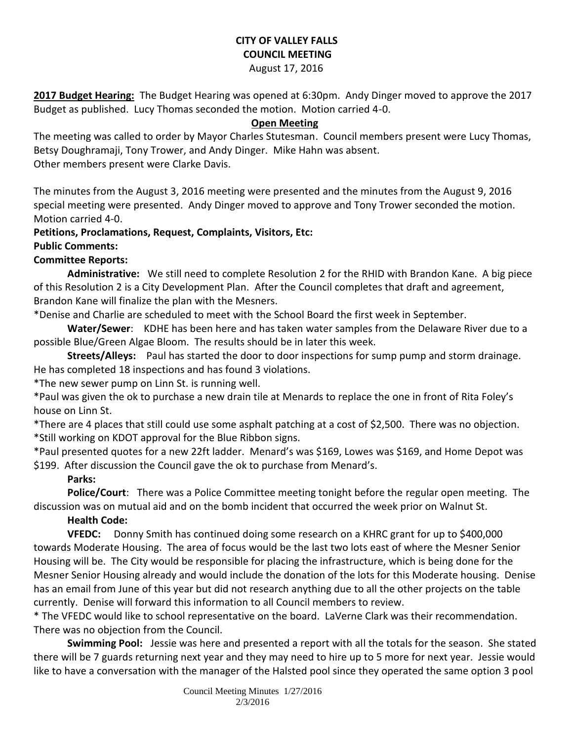# CITY OF VALLEY FALLS
## COUNCIL MEETING
August 17, 2016

**2017 Budget Hearing:** The Budget Hearing was opened at 6:30pm. Andy Dinger moved to approve the 2017 Budget as published. Lucy Thomas seconded the motion. Motion carried 4-0.

**Open Meeting**

The meeting was called to order by Mayor Charles Stutesman. Council members present were Lucy Thomas, Betsy Doughramaji, Tony Trower, and Andy Dinger. Mike Hahn was absent.
Other members present were Clarke Davis.

The minutes from the August 3, 2016 meeting were presented and the minutes from the August 9, 2016 special meeting were presented. Andy Dinger moved to approve and Tony Trower seconded the motion. Motion carried 4-0.

**Petitions, Proclamations, Request, Complaints, Visitors, Etc:**

**Public Comments:**

**Committee Reports:**

**Administrative:** We still need to complete Resolution 2 for the RHID with Brandon Kane. A big piece of this Resolution 2 is a City Development Plan. After the Council completes that draft and agreement, Brandon Kane will finalize the plan with the Mesners.

*Denise and Charlie are scheduled to meet with the School Board the first week in September.

**Water/Sewer**: KDHE has been here and has taken water samples from the Delaware River due to a possible Blue/Green Algae Bloom. The results should be in later this week.

**Streets/Alleys:** Paul has started the door to door inspections for sump pump and storm drainage. He has completed 18 inspections and has found 3 violations.

*The new sewer pump on Linn St. is running well.

*Paul was given the ok to purchase a new drain tile at Menards to replace the one in front of Rita Foley's house on Linn St.

*There are 4 places that still could use some asphalt patching at a cost of $2,500. There was no objection.

*Still working on KDOT approval for the Blue Ribbon signs.

*Paul presented quotes for a new 22ft ladder. Menard's was $169, Lowes was $169, and Home Depot was $199. After discussion the Council gave the ok to purchase from Menard's.

**Parks:**

**Police/Court**: There was a Police Committee meeting tonight before the regular open meeting. The discussion was on mutual aid and on the bomb incident that occurred the week prior on Walnut St.

**Health Code:**

**VFEDC:** Donny Smith has continued doing some research on a KHRC grant for up to $400,000 towards Moderate Housing. The area of focus would be the last two lots east of where the Mesner Senior Housing will be. The City would be responsible for placing the infrastructure, which is being done for the Mesner Senior Housing already and would include the donation of the lots for this Moderate housing. Denise has an email from June of this year but did not research anything due to all the other projects on the table currently. Denise will forward this information to all Council members to review.

* The VFEDC would like to school representative on the board. LaVerne Clark was their recommendation. There was no objection from the Council.

**Swimming Pool:** Jessie was here and presented a report with all the totals for the season. She stated there will be 7 guards returning next year and they may need to hire up to 5 more for next year. Jessie would like to have a conversation with the manager of the Halsted pool since they operated the same option 3 pool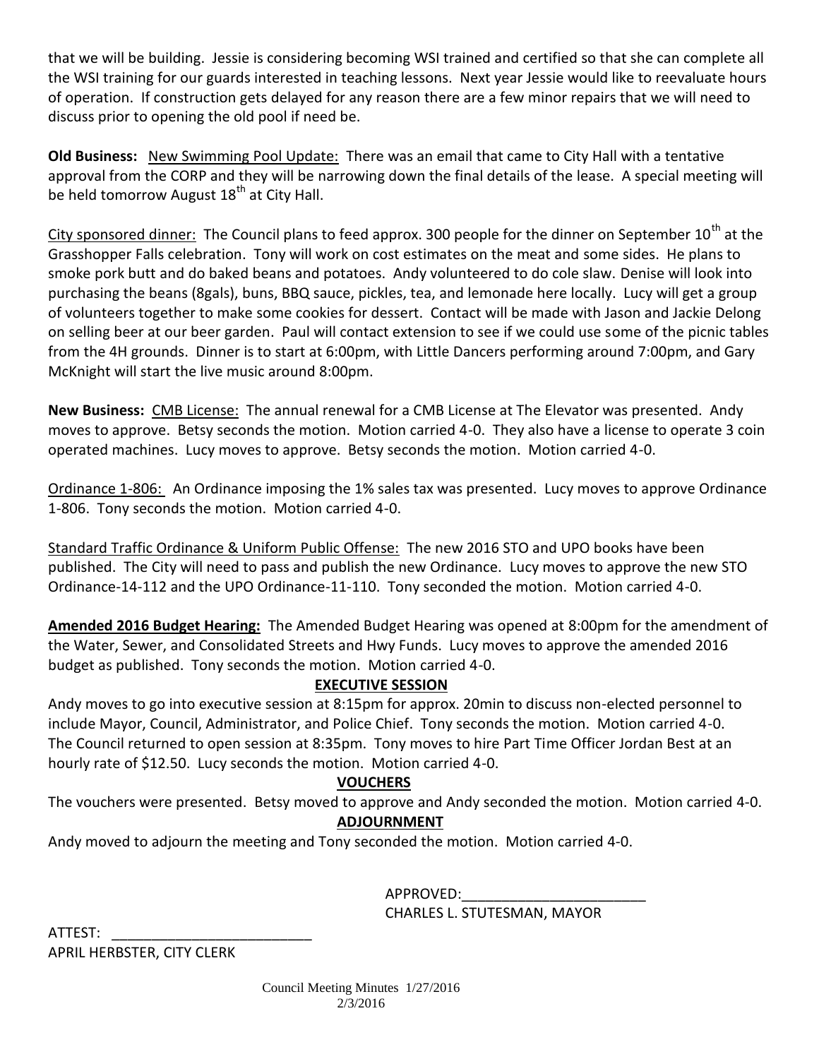that we will be building. Jessie is considering becoming WSI trained and certified so that she can complete all the WSI training for our guards interested in teaching lessons. Next year Jessie would like to reevaluate hours of operation. If construction gets delayed for any reason there are a few minor repairs that we will need to discuss prior to opening the old pool if need be.

**Old Business:** New Swimming Pool Update: There was an email that came to City Hall with a tentative approval from the CORP and they will be narrowing down the final details of the lease. A special meeting will be held tomorrow August 18th at City Hall.

City sponsored dinner: The Council plans to feed approx. 300 people for the dinner on September 10th at the Grasshopper Falls celebration. Tony will work on cost estimates on the meat and some sides. He plans to smoke pork butt and do baked beans and potatoes. Andy volunteered to do cole slaw. Denise will look into purchasing the beans (8gals), buns, BBQ sauce, pickles, tea, and lemonade here locally. Lucy will get a group of volunteers together to make some cookies for dessert. Contact will be made with Jason and Jackie Delong on selling beer at our beer garden. Paul will contact extension to see if we could use some of the picnic tables from the 4H grounds. Dinner is to start at 6:00pm, with Little Dancers performing around 7:00pm, and Gary McKnight will start the live music around 8:00pm.

**New Business:** CMB License: The annual renewal for a CMB License at The Elevator was presented. Andy moves to approve. Betsy seconds the motion. Motion carried 4-0. They also have a license to operate 3 coin operated machines. Lucy moves to approve. Betsy seconds the motion. Motion carried 4-0.

Ordinance 1-806: An Ordinance imposing the 1% sales tax was presented. Lucy moves to approve Ordinance 1-806. Tony seconds the motion. Motion carried 4-0.

Standard Traffic Ordinance & Uniform Public Offense: The new 2016 STO and UPO books have been published. The City will need to pass and publish the new Ordinance. Lucy moves to approve the new STO Ordinance-14-112 and the UPO Ordinance-11-110. Tony seconded the motion. Motion carried 4-0.

**Amended 2016 Budget Hearing:** The Amended Budget Hearing was opened at 8:00pm for the amendment of the Water, Sewer, and Consolidated Streets and Hwy Funds. Lucy moves to approve the amended 2016 budget as published. Tony seconds the motion. Motion carried 4-0.

**EXECUTIVE SESSION**

Andy moves to go into executive session at 8:15pm for approx. 20min to discuss non-elected personnel to include Mayor, Council, Administrator, and Police Chief. Tony seconds the motion. Motion carried 4-0. The Council returned to open session at 8:35pm. Tony moves to hire Part Time Officer Jordan Best at an hourly rate of $12.50. Lucy seconds the motion. Motion carried 4-0.

**VOUCHERS**

The vouchers were presented. Betsy moved to approve and Andy seconded the motion. Motion carried 4-0.

**ADJOURNMENT**

Andy moved to adjourn the meeting and Tony seconded the motion. Motion carried 4-0.

APPROVED:_______________________
CHARLES L. STUTESMAN, MAYOR

ATTEST: _________________________
APRIL HERBSTER, CITY CLERK

Council Meeting Minutes 1/27/2016
2/3/2016